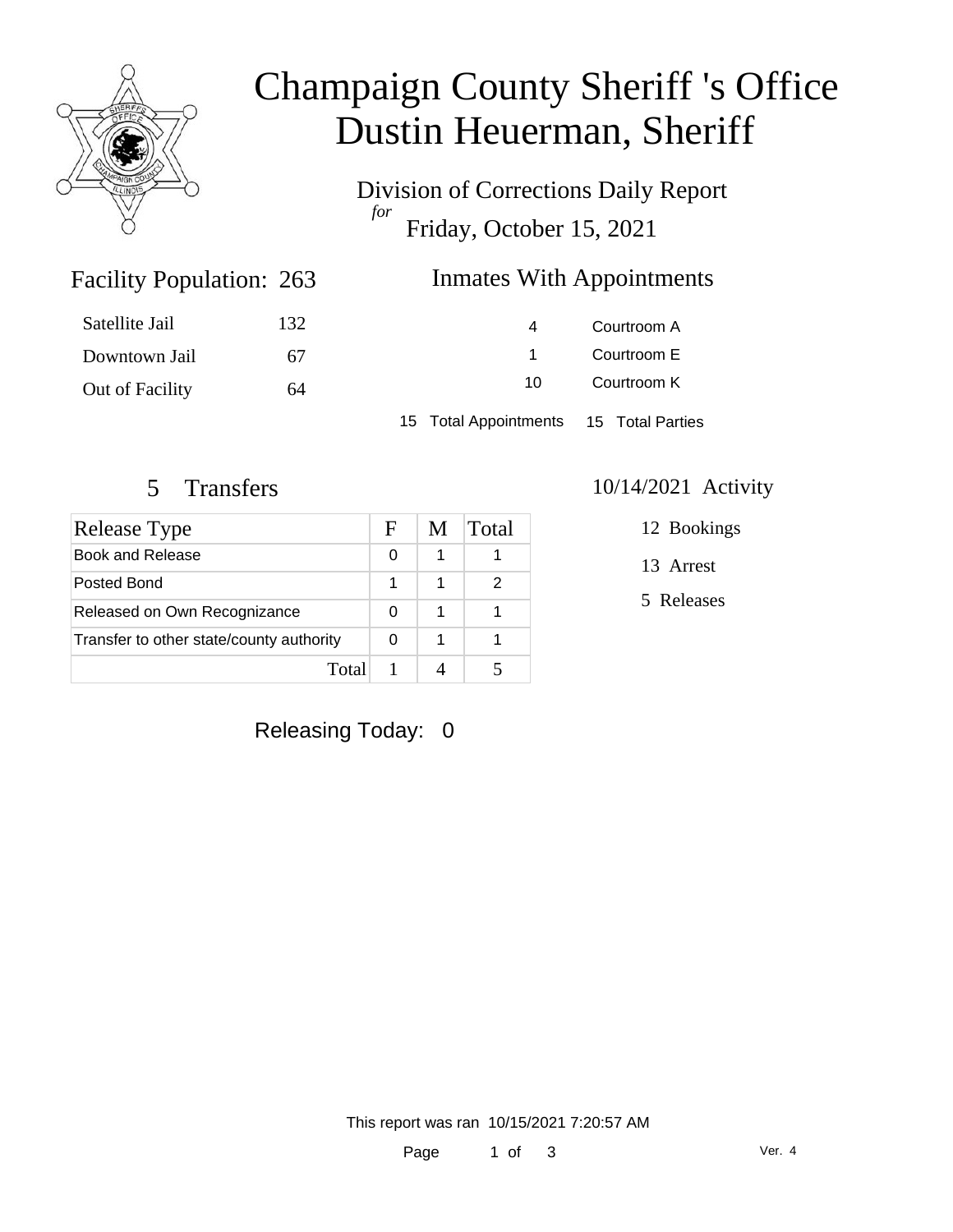# Champaign County Sheriff 's Office
# Dustin Heuerman, Sheriff

Division of Corrections Daily Report
*for*
Friday, October 15, 2021

## Facility Population: 263

| | |
|---|---|
| Satellite Jail | 132 |
| Downtown Jail | 67 |
| Out of Facility | 64 |

## Inmates With Appointments

| | |
|---|---|
| 4 | Courtroom A |
| 1 | Courtroom E |
| 10 | Courtroom K |

15 Total Appointments  15 Total Parties

## 5 Transfers

| Release Type | F | M | Total |
|---|---|---|---|
| Book and Release | 0 | 1 | 1 |
| Posted Bond | 1 | 1 | 2 |
| Released on Own Recognizance | 0 | 1 | 1 |
| Transfer to other state/county authority | 0 | 1 | 1 |
| Total | 1 | 4 | 5 |

## 10/14/2021 Activity

12 Bookings

13 Arrest

5 Releases

Releasing Today: 0

This report was ran 10/15/2021 7:20:57 AM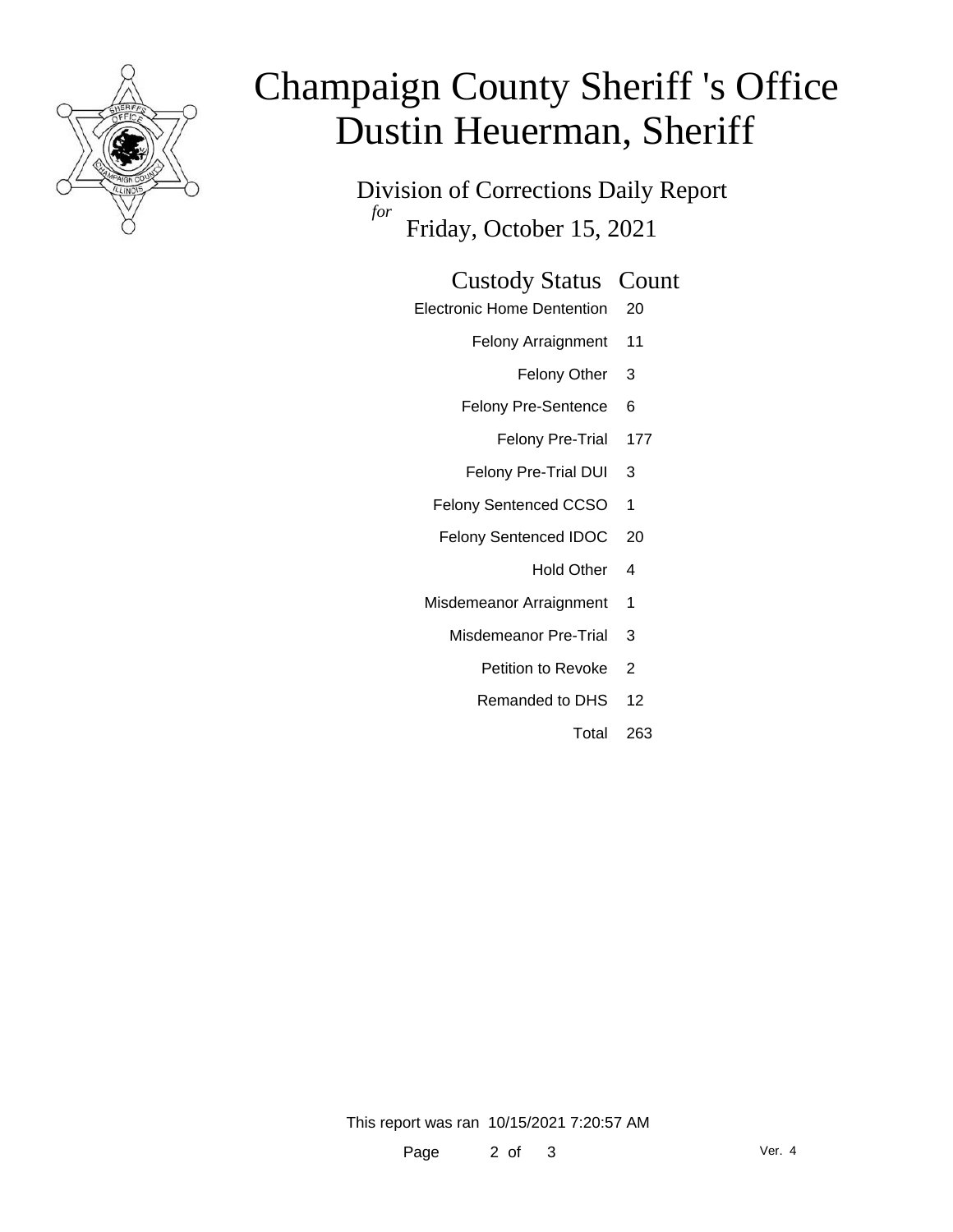# Champaign County Sheriff 's Office
# Dustin Heuerman, Sheriff

Division of Corrections Daily Report

*for* Friday, October 15, 2021

| Custody Status | Count |
|---|---|
| Electronic Home Dentention | 20 |
| Felony Arraignment | 11 |
| Felony Other | 3 |
| Felony Pre-Sentence | 6 |
| Felony Pre-Trial | 177 |
| Felony Pre-Trial DUI | 3 |
| Felony Sentenced CCSO | 1 |
| Felony Sentenced IDOC | 20 |
| Hold Other | 4 |
| Misdemeanor Arraignment | 1 |
| Misdemeanor Pre-Trial | 3 |
| Petition to Revoke | 2 |
| Remanded to DHS | 12 |
| Total | 263 |

This report was ran 10/15/2021 7:20:57 AM

Ver. 4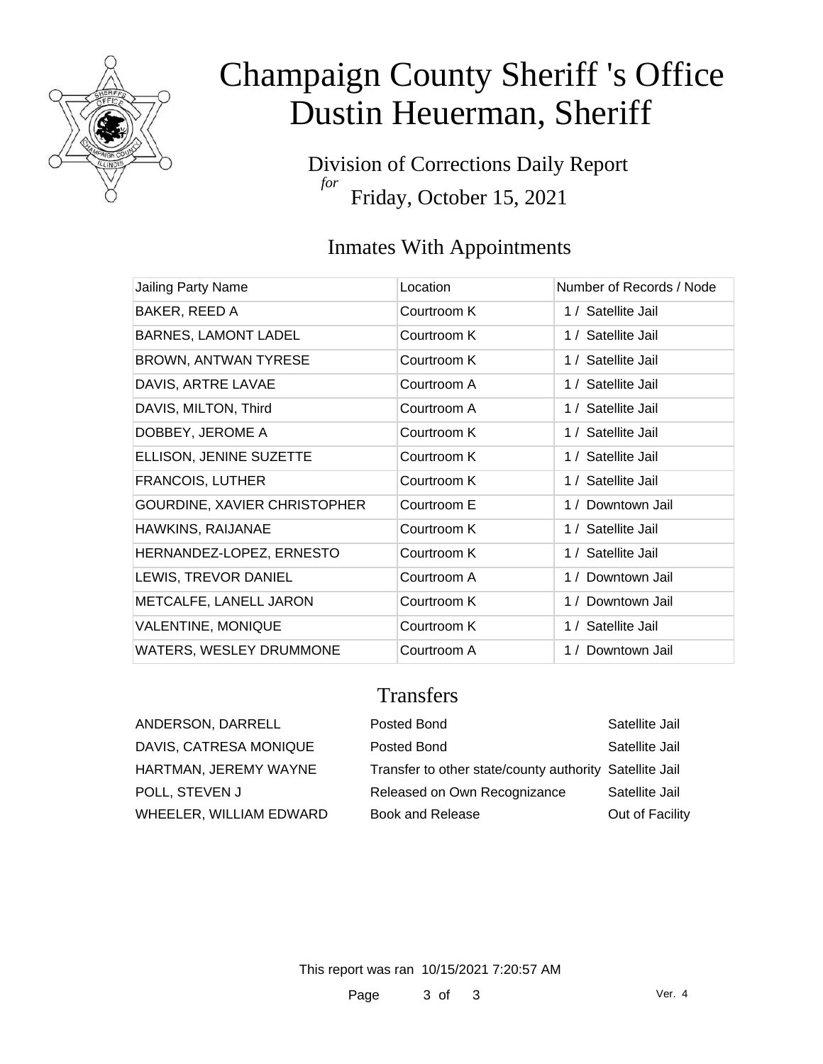# Champaign County Sheriff 's Office
# Dustin Heuerman, Sheriff

Division of Corrections Daily Report
*for*
Friday, October 15, 2021

## Inmates With Appointments

| Jailing Party Name | Location | Number of Records / Node |
|---|---|---|
| BAKER, REED A | Courtroom K | 1 / Satellite Jail |
| BARNES, LAMONT LADEL | Courtroom K | 1 / Satellite Jail |
| BROWN, ANTWAN TYRESE | Courtroom K | 1 / Satellite Jail |
| DAVIS, ARTRE LAVAE | Courtroom A | 1 / Satellite Jail |
| DAVIS, MILTON, Third | Courtroom A | 1 / Satellite Jail |
| DOBBEY, JEROME A | Courtroom K | 1 / Satellite Jail |
| ELLISON, JENINE SUZETTE | Courtroom K | 1 / Satellite Jail |
| FRANCOIS, LUTHER | Courtroom K | 1 / Satellite Jail |
| GOURDINE, XAVIER CHRISTOPHER | Courtroom E | 1 / Downtown Jail |
| HAWKINS, RAIJANAE | Courtroom K | 1 / Satellite Jail |
| HERNANDEZ-LOPEZ, ERNESTO | Courtroom K | 1 / Satellite Jail |
| LEWIS, TREVOR DANIEL | Courtroom A | 1 / Downtown Jail |
| METCALFE, LANELL JARON | Courtroom K | 1 / Downtown Jail |
| VALENTINE, MONIQUE | Courtroom K | 1 / Satellite Jail |
| WATERS, WESLEY DRUMMONE | Courtroom A | 1 / Downtown Jail |

## Transfers

| | | |
|---|---|---|
| ANDERSON, DARRELL | Posted Bond | Satellite Jail |
| DAVIS, CATRESA MONIQUE | Posted Bond | Satellite Jail |
| HARTMAN, JEREMY WAYNE | Transfer to other state/county authority | Satellite Jail |
| POLL, STEVEN J | Released on Own Recognizance | Satellite Jail |
| WHEELER, WILLIAM EDWARD | Book and Release | Out of Facility |

This report was ran 10/15/2021 7:20:57 AM

Ver. 4